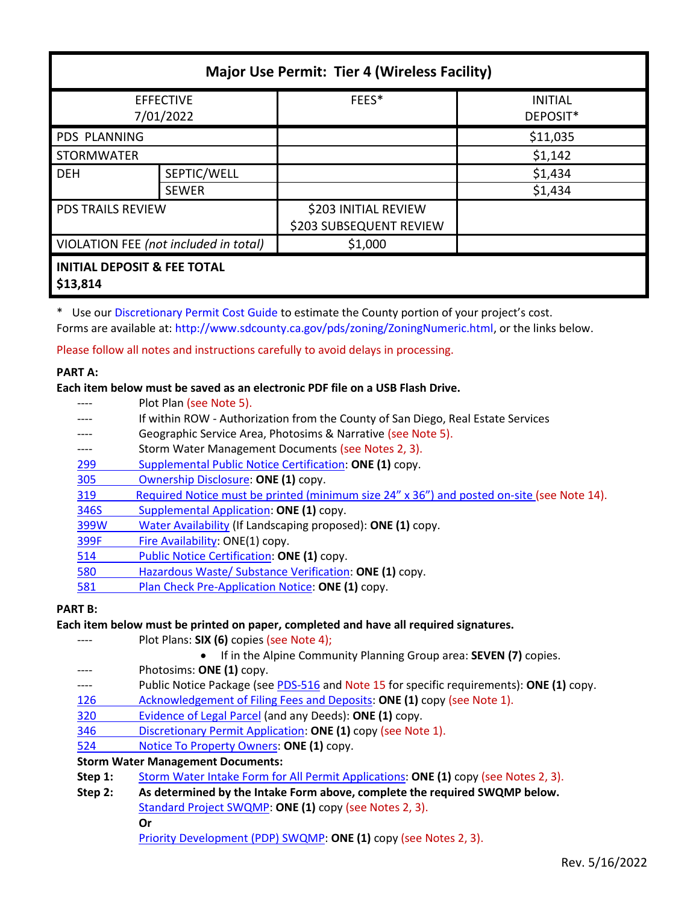| Major Use Permit: Tier 4 (Wireless Facility) | | | |
|---|---|---|---|
| EFFECTIVE 7/01/2022 | | FEES* | INITIAL DEPOSIT* |
| PDS PLANNING | | | $11,035 |
| STORMWATER | | | $1,142 |
| DEH | SEPTIC/WELL | | $1,434 |
| | SEWER | | $1,434 |
| PDS TRAILS REVIEW | | $203 INITIAL REVIEW<br>$203 SUBSEQUENT REVIEW | |
| VIOLATION FEE *(not included in total)* | | $1,000 | |
| **INITIAL DEPOSIT & FEE TOTAL $13,814** | | | |

* Use our Discretionary Permit Cost Guide to estimate the County portion of your project's cost.
Forms are available at: http://www.sdcounty.ca.gov/pds/zoning/ZoningNumeric.html, or the links below.

Please follow all notes and instructions carefully to avoid delays in processing.

**PART A:**
**Each item below must be saved as an electronic PDF file on a USB Flash Drive.**

- ---- Plot Plan (see Note 5).
- ---- If within ROW - Authorization from the County of San Diego, Real Estate Services
- ---- Geographic Service Area, Photosims & Narrative (see Note 5).
- ---- Storm Water Management Documents (see Notes 2, 3).
- 299 Supplemental Public Notice Certification: **ONE (1)** copy.
- 305 Ownership Disclosure: **ONE (1)** copy.
- 319 Required Notice must be printed (minimum size 24" x 36") and posted on-site (see Note 14).
- 346S Supplemental Application: **ONE (1)** copy.
- 399W Water Availability (If Landscaping proposed): **ONE (1)** copy.
- 399F Fire Availability: ONE(1) copy.
- 514 Public Notice Certification: **ONE (1)** copy.
- 580 Hazardous Waste/ Substance Verification: **ONE (1)** copy.
- 581 Plan Check Pre-Application Notice: **ONE (1)** copy.

**PART B:**
**Each item below must be printed on paper, completed and have all required signatures.**

- ---- Plot Plans: **SIX (6)** copies (see Note 4);
  - If in the Alpine Community Planning Group area: **SEVEN (7)** copies.
- ---- Photosims: **ONE (1)** copy.
- ---- Public Notice Package (see PDS-516 and Note 15 for specific requirements): **ONE (1)** copy.
- 126 Acknowledgement of Filing Fees and Deposits: **ONE (1)** copy (see Note 1).
- 320 Evidence of Legal Parcel (and any Deeds): **ONE (1)** copy.
- 346 Discretionary Permit Application: **ONE (1)** copy (see Note 1).
- 524 Notice To Property Owners: **ONE (1)** copy.

**Storm Water Management Documents:**

**Step 1:** Storm Water Intake Form for All Permit Applications: **ONE (1)** copy (see Notes 2, 3).

**Step 2:** **As determined by the Intake Form above, complete the required SWQMP below.**
Standard Project SWQMP: **ONE (1)** copy (see Notes 2, 3).
**Or**
Priority Development (PDP) SWQMP: **ONE (1)** copy (see Notes 2, 3).

Rev. 5/16/2022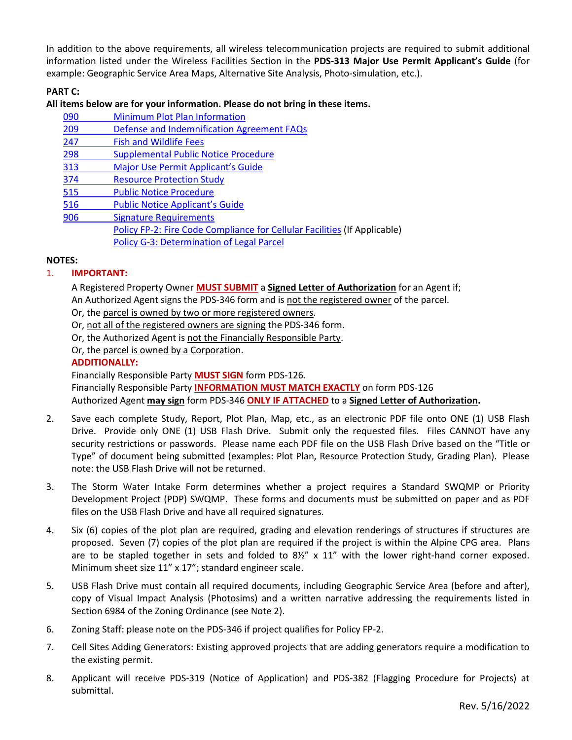In addition to the above requirements, all wireless telecommunication projects are required to submit additional information listed under the Wireless Facilities Section in the **PDS-313 Major Use Permit Applicant's Guide** (for example: Geographic Service Area Maps, Alternative Site Analysis, Photo-simulation, etc.).

**PART C:**

**All items below are for your information. Please do not bring in these items.**

- 090 Minimum Plot Plan Information
- 209 Defense and Indemnification Agreement FAQs
- 247 Fish and Wildlife Fees
- 298 Supplemental Public Notice Procedure
- 313 Major Use Permit Applicant's Guide
- 374 Resource Protection Study
- 515 Public Notice Procedure
- 516 Public Notice Applicant's Guide
- 906 Signature Requirements
- Policy FP-2: Fire Code Compliance for Cellular Facilities (If Applicable)
- Policy G-3: Determination of Legal Parcel

**NOTES:**

1. **IMPORTANT:**

   A Registered Property Owner **MUST SUBMIT** a **Signed Letter of Authorization** for an Agent if;
   An Authorized Agent signs the PDS-346 form and is not the registered owner of the parcel.
   Or, the parcel is owned by two or more registered owners.
   Or, not all of the registered owners are signing the PDS-346 form.
   Or, the Authorized Agent is not the Financially Responsible Party.
   Or, the parcel is owned by a Corporation.

   **ADDITIONALLY:**

   Financially Responsible Party **MUST SIGN** form PDS-126.
   Financially Responsible Party **INFORMATION MUST MATCH EXACTLY** on form PDS-126
   Authorized Agent **may sign** form PDS-346 **ONLY IF ATTACHED** to a **Signed Letter of Authorization.**

2. Save each complete Study, Report, Plot Plan, Map, etc., as an electronic PDF file onto ONE (1) USB Flash Drive. Provide only ONE (1) USB Flash Drive. Submit only the requested files. Files CANNOT have any security restrictions or passwords. Please name each PDF file on the USB Flash Drive based on the "Title or Type" of document being submitted (examples: Plot Plan, Resource Protection Study, Grading Plan). Please note: the USB Flash Drive will not be returned.

3. The Storm Water Intake Form determines whether a project requires a Standard SWQMP or Priority Development Project (PDP) SWQMP. These forms and documents must be submitted on paper and as PDF files on the USB Flash Drive and have all required signatures.

4. Six (6) copies of the plot plan are required, grading and elevation renderings of structures if structures are proposed. Seven (7) copies of the plot plan are required if the project is within the Alpine CPG area. Plans are to be stapled together in sets and folded to 8½" x 11" with the lower right-hand corner exposed. Minimum sheet size 11" x 17"; standard engineer scale.

5. USB Flash Drive must contain all required documents, including Geographic Service Area (before and after), copy of Visual Impact Analysis (Photosims) and a written narrative addressing the requirements listed in Section 6984 of the Zoning Ordinance (see Note 2).

6. Zoning Staff: please note on the PDS-346 if project qualifies for Policy FP-2.

7. Cell Sites Adding Generators: Existing approved projects that are adding generators require a modification to the existing permit.

8. Applicant will receive PDS-319 (Notice of Application) and PDS-382 (Flagging Procedure for Projects) at submittal.

Rev. 5/16/2022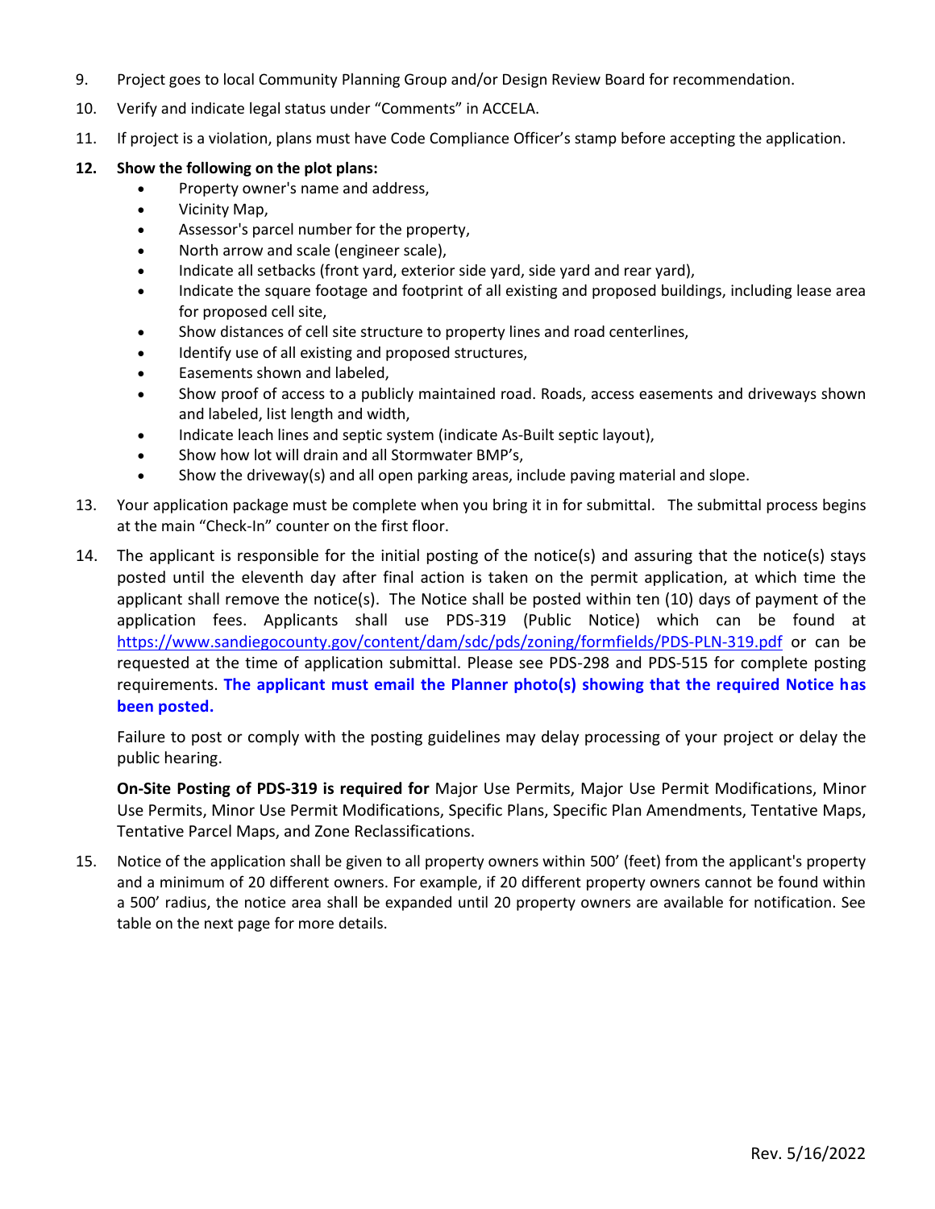9. Project goes to local Community Planning Group and/or Design Review Board for recommendation.

10. Verify and indicate legal status under "Comments" in ACCELA.

11. If project is a violation, plans must have Code Compliance Officer's stamp before accepting the application.

12. **Show the following on the plot plans:**
    - Property owner's name and address,
    - Vicinity Map,
    - Assessor's parcel number for the property,
    - North arrow and scale (engineer scale),
    - Indicate all setbacks (front yard, exterior side yard, side yard and rear yard),
    - Indicate the square footage and footprint of all existing and proposed buildings, including lease area for proposed cell site,
    - Show distances of cell site structure to property lines and road centerlines,
    - Identify use of all existing and proposed structures,
    - Easements shown and labeled,
    - Show proof of access to a publicly maintained road. Roads, access easements and driveways shown and labeled, list length and width,
    - Indicate leach lines and septic system (indicate As-Built septic layout),
    - Show how lot will drain and all Stormwater BMP's,
    - Show the driveway(s) and all open parking areas, include paving material and slope.

13. Your application package must be complete when you bring it in for submittal. The submittal process begins at the main "Check-In" counter on the first floor.

14. The applicant is responsible for the initial posting of the notice(s) and assuring that the notice(s) stays posted until the eleventh day after final action is taken on the permit application, at which time the applicant shall remove the notice(s). The Notice shall be posted within ten (10) days of payment of the application fees. Applicants shall use PDS-319 (Public Notice) which can be found at [https://www.sandiegocounty.gov/content/dam/sdc/pds/zoning/formfields/PDS-PLN-319.pdf](https://www.sandiegocounty.gov/content/dam/sdc/pds/zoning/formfields/PDS-PLN-319.pdf) or can be requested at the time of application submittal. Please see PDS-298 and PDS-515 for complete posting requirements. **The applicant must email the Planner photo(s) showing that the required Notice has been posted.**

    Failure to post or comply with the posting guidelines may delay processing of your project or delay the public hearing.

    **On-Site Posting of PDS-319 is required for** Major Use Permits, Major Use Permit Modifications, Minor Use Permits, Minor Use Permit Modifications, Specific Plans, Specific Plan Amendments, Tentative Maps, Tentative Parcel Maps, and Zone Reclassifications.

15. Notice of the application shall be given to all property owners within 500' (feet) from the applicant's property and a minimum of 20 different owners. For example, if 20 different property owners cannot be found within a 500' radius, the notice area shall be expanded until 20 property owners are available for notification. See table on the next page for more details.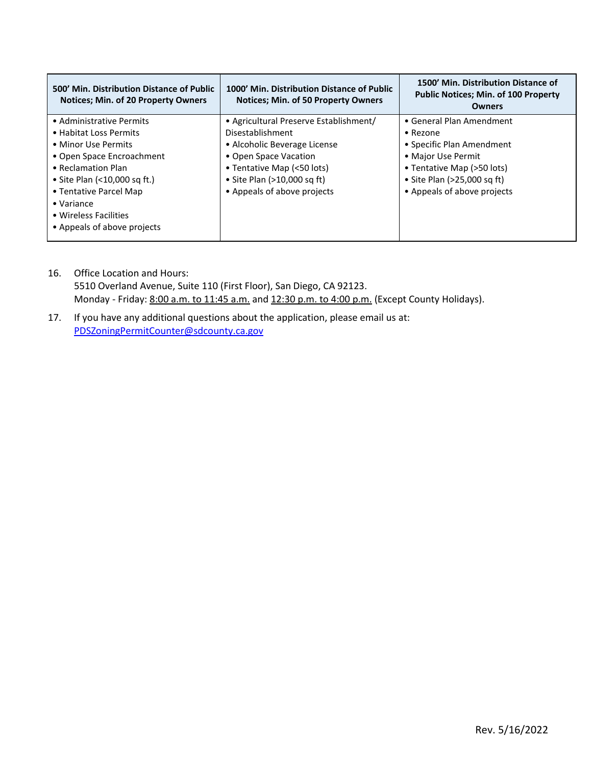| 500’ Min. Distribution Distance of Public Notices; Min. of 20 Property Owners | 1000’ Min. Distribution Distance of Public Notices; Min. of 50 Property Owners | 1500’ Min. Distribution Distance of Public Notices; Min. of 100 Property Owners |
|---|---|---|
| • Administrative Permits<br>• Habitat Loss Permits<br>• Minor Use Permits<br>• Open Space Encroachment<br>• Reclamation Plan<br>• Site Plan (<10,000 sq ft.)<br>• Tentative Parcel Map<br>• Variance<br>• Wireless Facilities<br>• Appeals of above projects | • Agricultural Preserve Establishment/ Disestablishment<br>• Alcoholic Beverage License<br>• Open Space Vacation<br>• Tentative Map (<50 lots)<br>• Site Plan (>10,000 sq ft)<br>• Appeals of above projects | • General Plan Amendment<br>• Rezone<br>• Specific Plan Amendment<br>• Major Use Permit<br>• Tentative Map (>50 lots)<br>• Site Plan (>25,000 sq ft)<br>• Appeals of above projects |

16. Office Location and Hours:
    5510 Overland Avenue, Suite 110 (First Floor), San Diego, CA 92123.
    Monday - Friday: 8:00 a.m. to 11:45 a.m. and 12:30 p.m. to 4:00 p.m. (Except County Holidays).

17. If you have any additional questions about the application, please email us at:
    PDSZoningPermitCounter@sdcounty.ca.gov

Rev. 5/16/2022